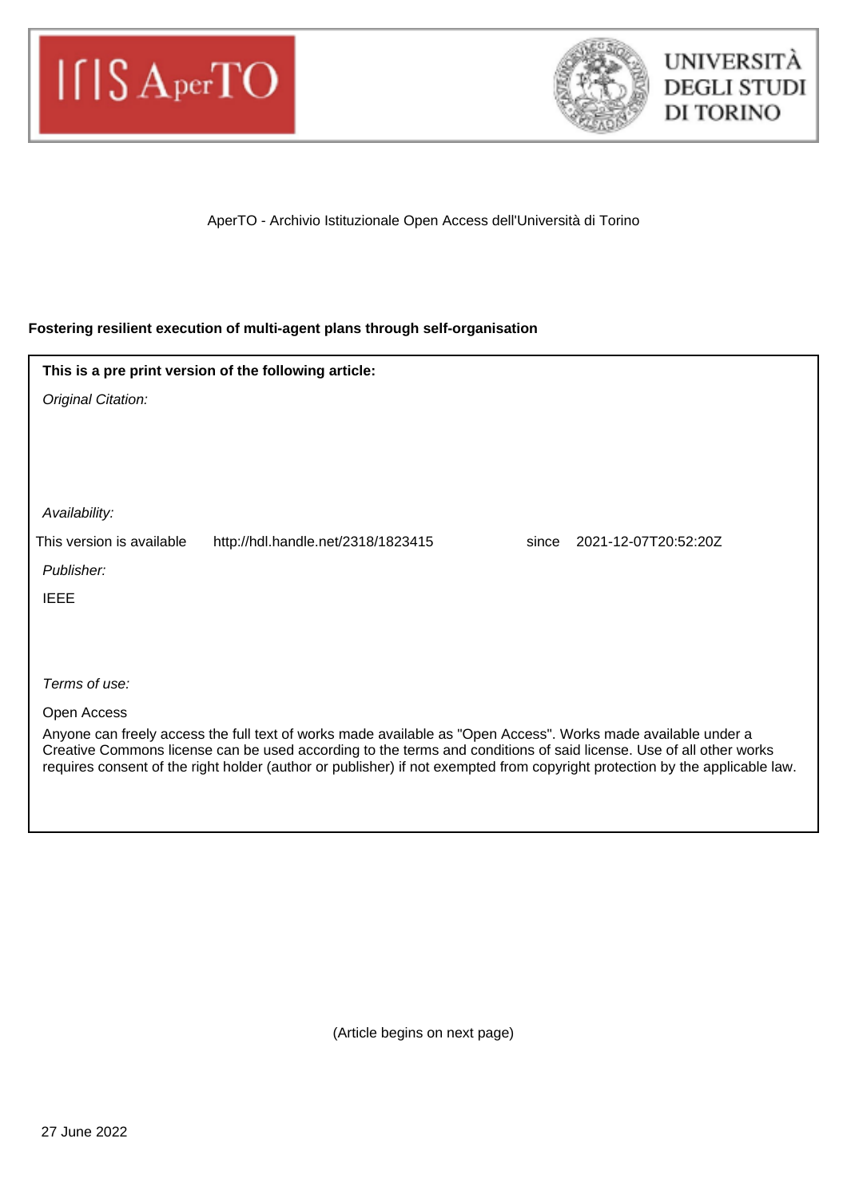AperTO - Archivio Istituzionale Open Access dell'Università di Torino

**Fostering resilient execution of multi-agent plans through self-organisation**

**This is a pre print version of the following article:**

*Original Citation:*

*Availability:*

This version is available http://hdl.handle.net/2318/1823415 since 2021-12-07T20:52:20Z

*Publisher:*

IEEE

*Terms of use:*

Open Access

Anyone can freely access the full text of works made available as "Open Access". Works made available under a Creative Commons license can be used according to the terms and conditions of said license. Use of all other works requires consent of the right holder (author or publisher) if not exempted from copyright protection by the applicable law.

(Article begins on next page)

27 June 2022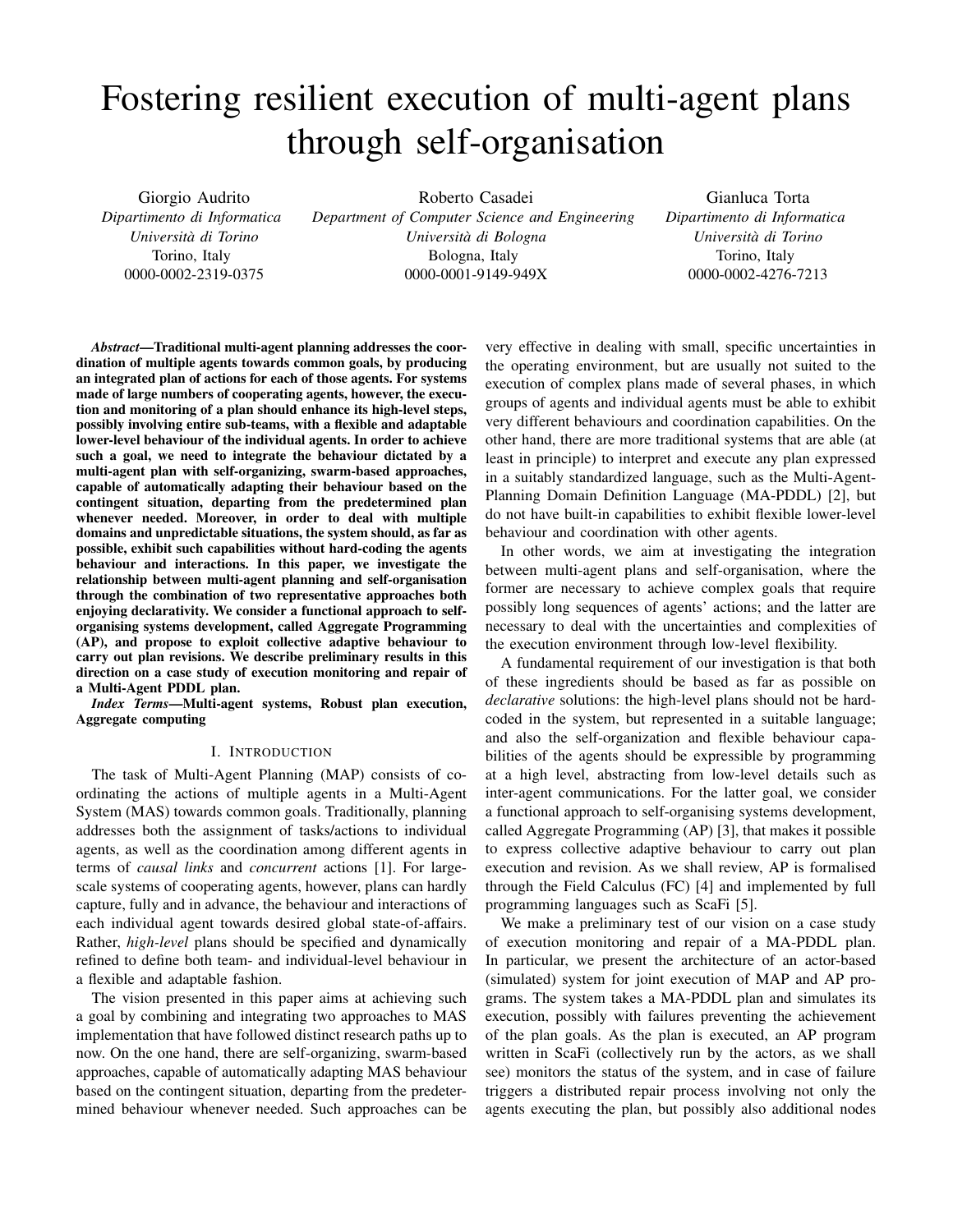// Fostering resilient execution of multi-agent plans through self-organisation

Giorgio Audrito
*Dipartimento di Informatica*
*Università di Torino*
Torino, Italy
0000-0002-2319-0375

Roberto Casadei
*Department of Computer Science and Engineering*
*Università di Bologna*
Bologna, Italy
0000-0001-9149-949X

Gianluca Torta
*Dipartimento di Informatica*
*Università di Torino*
Torino, Italy
0000-0002-4276-7213

***Abstract*—Traditional multi-agent planning addresses the coordination of multiple agents towards common goals, by producing an integrated plan of actions for each of those agents. For systems made of large numbers of cooperating agents, however, the execution and monitoring of a plan should enhance its high-level steps, possibly involving entire sub-teams, with a flexible and adaptable lower-level behaviour of the individual agents. In order to achieve such a goal, we need to integrate the behaviour dictated by a multi-agent plan with self-organizing, swarm-based approaches, capable of automatically adapting their behaviour based on the contingent situation, departing from the predetermined plan whenever needed. Moreover, in order to deal with multiple domains and unpredictable situations, the system should, as far as possible, exhibit such capabilities without hard-coding the agents behaviour and interactions. In this paper, we investigate the relationship between multi-agent planning and self-organisation through the combination of two representative approaches both enjoying declarativity. We consider a functional approach to self-organising systems development, called Aggregate Programming (AP), and propose to exploit collective adaptive behaviour to carry out plan revisions. We describe preliminary results in this direction on a case study of execution monitoring and repair of a Multi-Agent PDDL plan.**

***Index Terms*—Multi-agent systems, Robust plan execution, Aggregate computing**

## I. Introduction

The task of Multi-Agent Planning (MAP) consists of coordinating the actions of multiple agents in a Multi-Agent System (MAS) towards common goals. Traditionally, planning addresses both the assignment of tasks/actions to individual agents, as well as the coordination among different agents in terms of *causal links* and *concurrent* actions [1]. For large-scale systems of cooperating agents, however, plans can hardly capture, fully and in advance, the behaviour and interactions of each individual agent towards desired global state-of-affairs. Rather, *high-level* plans should be specified and dynamically refined to define both team- and individual-level behaviour in a flexible and adaptable fashion.

The vision presented in this paper aims at achieving such a goal by combining and integrating two approaches to MAS implementation that have followed distinct research paths up to now. On the one hand, there are self-organizing, swarm-based approaches, capable of automatically adapting MAS behaviour based on the contingent situation, departing from the predetermined behaviour whenever needed. Such approaches can be very effective in dealing with small, specific uncertainties in the operating environment, but are usually not suited to the execution of complex plans made of several phases, in which groups of agents and individual agents must be able to exhibit very different behaviours and coordination capabilities. On the other hand, there are more traditional systems that are able (at least in principle) to interpret and execute any plan expressed in a suitably standardized language, such as the Multi-Agent-Planning Domain Definition Language (MA-PDDL) [2], but do not have built-in capabilities to exhibit flexible lower-level behaviour and coordination with other agents.

In other words, we aim at investigating the integration between multi-agent plans and self-organisation, where the former are necessary to achieve complex goals that require possibly long sequences of agents' actions; and the latter are necessary to deal with the uncertainties and complexities of the execution environment through low-level flexibility.

A fundamental requirement of our investigation is that both of these ingredients should be based as far as possible on *declarative* solutions: the high-level plans should not be hard-coded in the system, but represented in a suitable language; and also the self-organization and flexible behaviour capabilities of the agents should be expressible by programming at a high level, abstracting from low-level details such as inter-agent communications. For the latter goal, we consider a functional approach to self-organising systems development, called Aggregate Programming (AP) [3], that makes it possible to express collective adaptive behaviour to carry out plan execution and revision. As we shall review, AP is formalised through the Field Calculus (FC) [4] and implemented by full programming languages such as ScaFi [5].

We make a preliminary test of our vision on a case study of execution monitoring and repair of a MA-PDDL plan. In particular, we present the architecture of an actor-based (simulated) system for joint execution of MAP and AP programs. The system takes a MA-PDDL plan and simulates its execution, possibly with failures preventing the achievement of the plan goals. As the plan is executed, an AP program written in ScaFi (collectively run by the actors, as we shall see) monitors the status of the system, and in case of failure triggers a distributed repair process involving not only the agents executing the plan, but possibly also additional nodes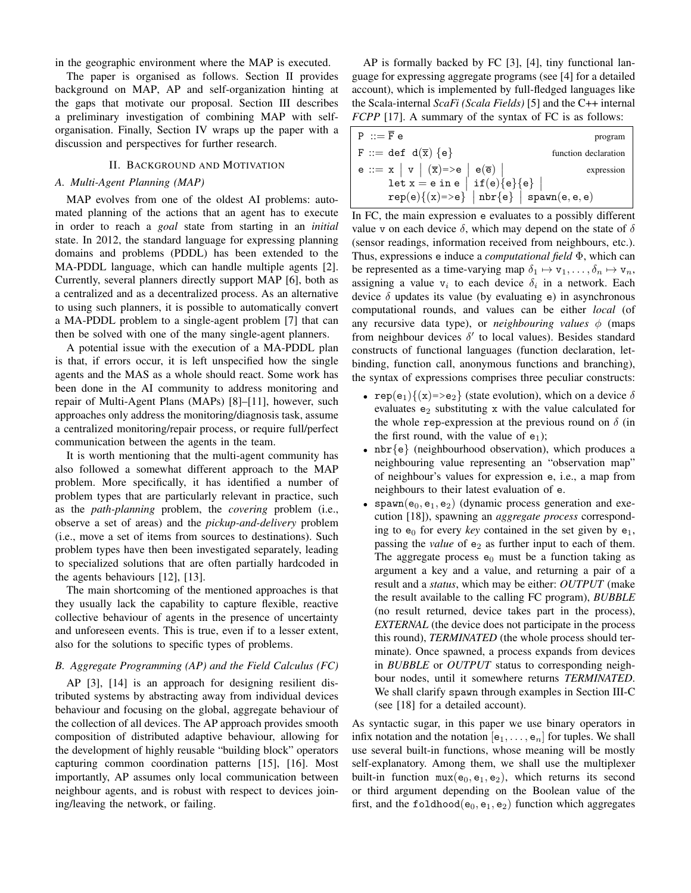in the geographic environment where the MAP is executed.

The paper is organised as follows. Section II provides background on MAP, AP and self-organization hinting at the gaps that motivate our proposal. Section III describes a preliminary investigation of combining MAP with self-organisation. Finally, Section IV wraps up the paper with a discussion and perspectives for further research.

## II. Background and Motivation

### A. Multi-Agent Planning (MAP)

MAP evolves from one of the oldest AI problems: automated planning of the actions that an agent has to execute in order to reach a *goal* state from starting in an *initial* state. In 2012, the standard language for expressing planning domains and problems (PDDL) has been extended to the MA-PDDL language, which can handle multiple agents [2]. Currently, several planners directly support MAP [6], both as a centralized and as a decentralized process. As an alternative to using such planners, it is possible to automatically convert a MA-PDDL problem to a single-agent problem [7] that can then be solved with one of the many single-agent planners.

A potential issue with the execution of a MA-PDDL plan is that, if errors occur, it is left unspecified how the single agents and the MAS as a whole should react. Some work has been done in the AI community to address monitoring and repair of Multi-Agent Plans (MAPs) [8]–[11], however, such approaches only address the monitoring/diagnosis task, assume a centralized monitoring/repair process, or require full/perfect communication between the agents in the team.

It is worth mentioning that the multi-agent community has also followed a somewhat different approach to the MAP problem. More specifically, it has identified a number of problem types that are particularly relevant in practice, such as the *path-planning* problem, the *covering* problem (i.e., observe a set of areas) and the *pickup-and-delivery* problem (i.e., move a set of items from sources to destinations). Such problem types have then been investigated separately, leading to specialized solutions that are often partially hardcoded in the agents behaviours [12], [13].

The main shortcoming of the mentioned approaches is that they usually lack the capability to capture flexible, reactive collective behaviour of agents in the presence of uncertainty and unforeseen events. This is true, even if to a lesser extent, also for the solutions to specific types of problems.

### B. Aggregate Programming (AP) and the Field Calculus (FC)

AP [3], [14] is an approach for designing resilient distributed systems by abstracting away from individual devices behaviour and focusing on the global, aggregate behaviour of the collection of all devices. The AP approach provides smooth composition of distributed adaptive behaviour, allowing for the development of highly reusable "building block" operators capturing common coordination patterns [15], [16]. Most importantly, AP assumes only local communication between neighbour agents, and is robust with respect to devices joining/leaving the network, or failing.

AP is formally backed by FC [3], [4], tiny functional language for expressing aggregate programs (see [4] for a detailed account), which is implemented by full-fledged languages like the Scala-internal *ScaFi (Scala Fields)* [5] and the C++ internal *FCPP* [17]. A summary of the syntax of FC is as follows:

| | |
|---|---|
| $\mathtt{P} ::= \overline{\mathtt{F}}\ \mathtt{e}$ | program |
| $\mathtt{F} ::= \mathtt{def\ d}(\overline{\mathtt{x}})\ \{\mathtt{e}\}$ | function declaration |
| $\mathtt{e} ::= \mathtt{x} \mid \mathtt{v} \mid (\overline{\mathtt{x}})\texttt{=>}\mathtt{e} \mid \mathtt{e}(\overline{\mathtt{e}}) \mid \mathtt{let\ x = e\ in\ e} \mid \mathtt{if(e)\{e\}\{e\}} \mid \mathtt{rep(e)\{(x)\texttt{=>}e\}} \mid \mathtt{nbr\{e\}} \mid \mathtt{spawn(e,e,e)}$ | expression |

In FC, the main expression e evaluates to a possibly different value v on each device $\delta$, which may depend on the state of $\delta$ (sensor readings, information received from neighbours, etc.). Thus, expressions e induce a *computational field* $\Phi$, which can be represented as a time-varying map $\delta_1 \mapsto \mathtt{v}_1, \ldots, \delta_n \mapsto \mathtt{v}_n$, assigning a value $\mathtt{v}_i$ to each device $\delta_i$ in a network. Each device $\delta$ updates its value (by evaluating e) in asynchronous computational rounds, and values can be either *local* (of any recursive data type), or *neighbouring values* $\phi$ (maps from neighbour devices $\delta'$ to local values). Besides standard constructs of functional languages (function declaration, let-binding, function call, anonymous functions and branching), the syntax of expressions comprises three peculiar constructs:

- $\mathtt{rep(e_1)\{(x)\texttt{=>}e_2\}}$ (state evolution), which on a device $\delta$ evaluates $\mathtt{e}_2$ substituting x with the value calculated for the whole rep-expression at the previous round on $\delta$ (in the first round, with the value of $\mathtt{e}_1$);
- nbr{e} (neighbourhood observation), which produces a neighbouring value representing an "observation map" of neighbour's values for expression e, i.e., a map from neighbours to their latest evaluation of e.
- $\mathtt{spawn}(\mathtt{e}_0, \mathtt{e}_1, \mathtt{e}_2)$ (dynamic process generation and execution [18]), spawning an *aggregate process* corresponding to $\mathtt{e}_0$ for every *key* contained in the set given by $\mathtt{e}_1$, passing the *value* of $\mathtt{e}_2$ as further input to each of them. The aggregate process $\mathtt{e}_0$ must be a function taking as argument a key and a value, and returning a pair of a result and a *status*, which may be either: *OUTPUT* (make the result available to the calling FC program), *BUBBLE* (no result returned, device takes part in the process), *EXTERNAL* (the device does not participate in the process this round), *TERMINATED* (the whole process should terminate). Once spawned, a process expands from devices in *BUBBLE* or *OUTPUT* status to corresponding neighbour nodes, until it somewhere returns *TERMINATED*. We shall clarify spawn through examples in Section III-C (see [18] for a detailed account).

As syntactic sugar, in this paper we use binary operators in infix notation and the notation $[\mathtt{e}_1, \ldots, \mathtt{e}_n]$ for tuples. We shall use several built-in functions, whose meaning will be mostly self-explanatory. Among them, we shall use the multiplexer built-in function $\mathtt{mux}(\mathtt{e}_0, \mathtt{e}_1, \mathtt{e}_2)$, which returns its second or third argument depending on the Boolean value of the first, and the $\mathtt{foldhood}(\mathtt{e}_0, \mathtt{e}_1, \mathtt{e}_2)$ function which aggregates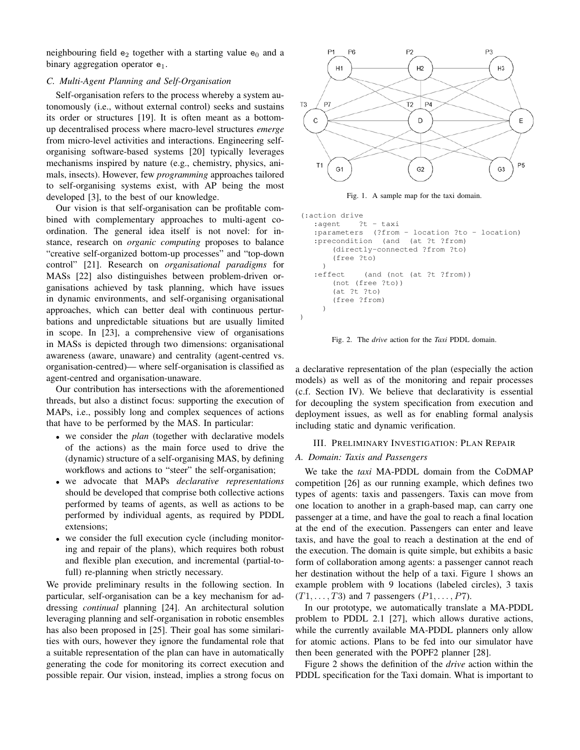neighbouring field $\mathsf{e}_2$ together with a starting value $\mathsf{e}_0$ and a binary aggregation operator $\mathsf{e}_1$.

### C. Multi-Agent Planning and Self-Organisation

Self-organisation refers to the process whereby a system autonomously (i.e., without external control) seeks and sustains its order or structures [19]. It is often meant as a bottom-up decentralised process where macro-level structures *emerge* from micro-level activities and interactions. Engineering self-organising software-based systems [20] typically leverages mechanisms inspired by nature (e.g., chemistry, physics, animals, insects). However, few *programming* approaches tailored to self-organising systems exist, with AP being the most developed [3], to the best of our knowledge.

Our vision is that self-organisation can be profitable combined with complementary approaches to multi-agent coordination. The general idea itself is not novel: for instance, research on *organic computing* proposes to balance "creative self-organized bottom-up processes" and "top-down control" [21]. Research on *organisational paradigms* for MASs [22] also distinguishes between problem-driven organisations achieved by task planning, which have issues in dynamic environments, and self-organising organisational approaches, which can better deal with continuous perturbations and unpredictable situations but are usually limited in scope. In [23], a comprehensive view of organisations in MASs is depicted through two dimensions: organisational awareness (aware, unaware) and centrality (agent-centred vs. organisation-centred)— where self-organisation is classified as agent-centred and organisation-unaware.

Our contribution has intersections with the aforementioned threads, but also a distinct focus: supporting the execution of MAPs, i.e., possibly long and complex sequences of actions that have to be performed by the MAS. In particular:

- we consider the *plan* (together with declarative models of the actions) as the main force used to drive the (dynamic) structure of a self-organising MAS, by defining workflows and actions to "steer" the self-organisation;
- we advocate that MAPs *declarative representations* should be developed that comprise both collective actions performed by teams of agents, as well as actions to be performed by individual agents, as required by PDDL extensions;
- we consider the full execution cycle (including monitoring and repair of the plans), which requires both robust and flexible plan execution, and incremental (partial-to-full) re-planning when strictly necessary.

We provide preliminary results in the following section. In particular, self-organisation can be a key mechanism for addressing *continual* planning [24]. An architectural solution leveraging planning and self-organisation in robotic ensembles has also been proposed in [25]. Their goal has some similarities with ours, however they ignore the fundamental role that a suitable representation of the plan can have in automatically generating the code for monitoring its correct execution and possible repair. Our vision, instead, implies a strong focus on a declarative representation of the plan (especially the action models) as well as of the monitoring and repair processes (c.f. Section IV). We believe that declarativity is essential for decoupling the system specification from execution and deployment issues, as well as for enabling formal analysis including static and dynamic verification.

Fig. 1. A sample map for the taxi domain.

```
(:action drive
   :agent    ?t - taxi
   :parameters  (?from - location ?to - location)
   :precondition  (and  (at ?t ?from)
       (directly-connected ?from ?to)
       (free ?to)
     )
   :effect    (and (not (at ?t ?from))
       (not (free ?to))
       (at ?t ?to)
       (free ?from)
     )
)
```

Fig. 2. The *drive* action for the *Taxi* PDDL domain.

## III. Preliminary Investigation: Plan Repair

### A. Domain: Taxis and Passengers

We take the *taxi* MA-PDDL domain from the CoDMAP competition [26] as our running example, which defines two types of agents: taxis and passengers. Taxis can move from one location to another in a graph-based map, can carry one passenger at a time, and have the goal to reach a final location at the end of the execution. Passengers can enter and leave taxis, and have the goal to reach a destination at the end of the execution. The domain is quite simple, but exhibits a basic form of collaboration among agents: a passenger cannot reach her destination without the help of a taxi. Figure 1 shows an example problem with 9 locations (labeled circles), 3 taxis ($T1, \ldots, T3$) and 7 passengers ($P1, \ldots, P7$).

In our prototype, we automatically translate a MA-PDDL problem to PDDL 2.1 [27], which allows durative actions, while the currently available MA-PDDL planners only allow for atomic actions. Plans to be fed into our simulator have then been generated with the POPF2 planner [28].

Figure 2 shows the definition of the *drive* action within the PDDL specification for the Taxi domain. What is important to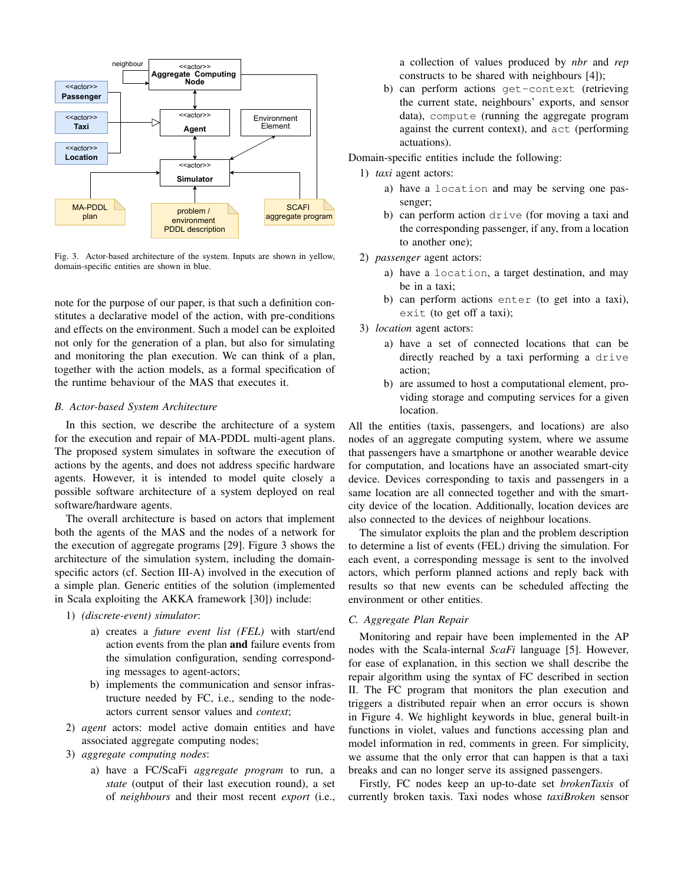Fig. 3. Actor-based architecture of the system. Inputs are shown in yellow, domain-specific entities are shown in blue.

note for the purpose of our paper, is that such a definition constitutes a declarative model of the action, with pre-conditions and effects on the environment. Such a model can be exploited not only for the generation of a plan, but also for simulating and monitoring the plan execution. We can think of a plan, together with the action models, as a formal specification of the runtime behaviour of the MAS that executes it.

### B. Actor-based System Architecture

In this section, we describe the architecture of a system for the execution and repair of MA-PDDL multi-agent plans. The proposed system simulates in software the execution of actions by the agents, and does not address specific hardware agents. However, it is intended to model quite closely a possible software architecture of a system deployed on real software/hardware agents.

The overall architecture is based on actors that implement both the agents of the MAS and the nodes of a network for the execution of aggregate programs [29]. Figure 3 shows the architecture of the simulation system, including the domain-specific actors (cf. Section III-A) involved in the execution of a simple plan. Generic entities of the solution (implemented in Scala exploiting the AKKA framework [30]) include:

1) *(discrete-event) simulator*:
   a) creates a *future event list (FEL)* with start/end action events from the plan **and** failure events from the simulation configuration, sending corresponding messages to agent-actors;
   b) implements the communication and sensor infrastructure needed by FC, i.e., sending to the node-actors current sensor values and *context*;
2) *agent* actors: model active domain entities and have associated aggregate computing nodes;
3) *aggregate computing nodes*:
   a) have a FC/ScaFi *aggregate program* to run, a *state* (output of their last execution round), a set of *neighbours* and their most recent *export* (i.e., a collection of values produced by *nbr* and *rep* constructs to be shared with neighbours [4]);
   b) can perform actions `get-context` (retrieving the current state, neighbours' exports, and sensor data), `compute` (running the aggregate program against the current context), and `act` (performing actuations).

Domain-specific entities include the following:

1) *taxi* agent actors:
   a) have a `location` and may be serving one passenger;
   b) can perform action `drive` (for moving a taxi and the corresponding passenger, if any, from a location to another one);
2) *passenger* agent actors:
   a) have a `location`, a target destination, and may be in a taxi;
   b) can perform actions `enter` (to get into a taxi), `exit` (to get off a taxi);
3) *location* agent actors:
   a) have a set of connected locations that can be directly reached by a taxi performing a `drive` action;
   b) are assumed to host a computational element, providing storage and computing services for a given location.

All the entities (taxis, passengers, and locations) are also nodes of an aggregate computing system, where we assume that passengers have a smartphone or another wearable device for computation, and locations have an associated smart-city device. Devices corresponding to taxis and passengers in a same location are all connected together and with the smart-city device of the location. Additionally, location devices are also connected to the devices of neighbour locations.

The simulator exploits the plan and the problem description to determine a list of events (FEL) driving the simulation. For each event, a corresponding message is sent to the involved actors, which perform planned actions and reply back with results so that new events can be scheduled affecting the environment or other entities.

### C. Aggregate Plan Repair

Monitoring and repair have been implemented in the AP nodes with the Scala-internal *ScaFi* language [5]. However, for ease of explanation, in this section we shall describe the repair algorithm using the syntax of FC described in section II. The FC program that monitors the plan execution and triggers a distributed repair when an error occurs is shown in Figure 4. We highlight keywords in blue, general built-in functions in violet, values and functions accessing plan and model information in red, comments in green. For simplicity, we assume that the only error that can happen is that a taxi breaks and can no longer serve its assigned passengers.

Firstly, FC nodes keep an up-to-date set *brokenTaxis* of currently broken taxis. Taxi nodes whose *taxiBroken* sensor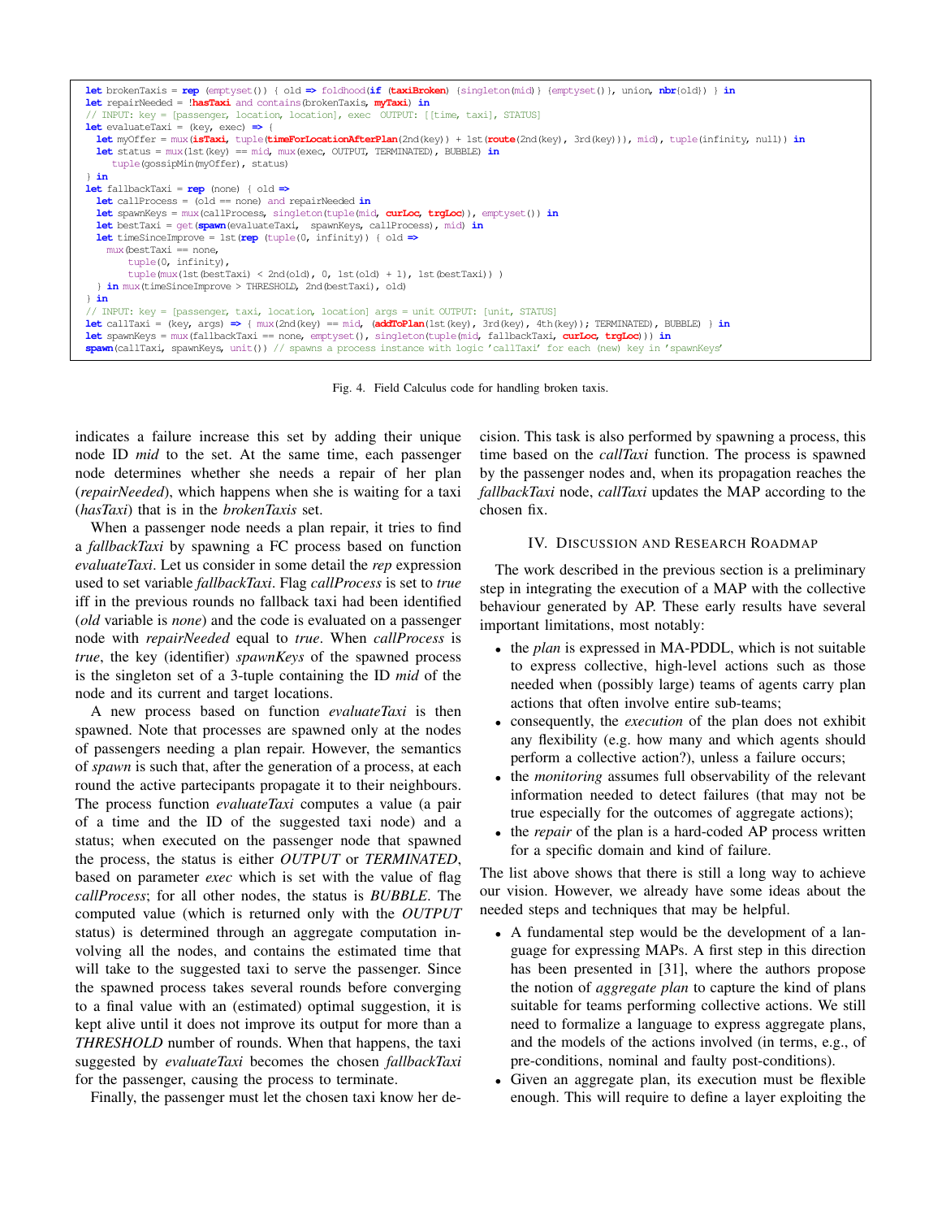```
let brokenTaxis = rep (emptyset()) { old => foldhood(if (taxiBroken) {singleton(mid)} {emptyset()}, union, nbr(old)) } in
let repairNeeded = !hasTaxi and contains(brokenTaxis, myTaxi) in
// INPUT: key = [passenger, location, location], exec  OUTPUT: [[time, taxi], STATUS]
let evaluateTaxi = (key, exec) => {
  let myOffer = mux(isTaxi, tuple(timeForLocationAfterPlan(2nd(key)) + 1st(route(2nd(key), 3rd(key))), mid), tuple(infinity, null)) in
  let status = mux(1st(key) == mid, mux(exec, OUTPUT, TERMINATED), BUBBLE) in
    tuple(gossipMin(myOffer), status)
} in
let fallbackTaxi = rep (none) { old =>
  let callProcess = (old == none) and repairNeeded in
  let spawnKeys = mux(callProcess, singleton(tuple(mid, curLoc, trgLoc)), emptyset()) in
  let bestTaxi = get(spawn(evaluateTaxi,  spawnKeys, callProcess), mid) in
  let timeSinceImprove = 1st(rep (tuple(0, infinity)) { old =>
    mux(bestTaxi == none,
        tuple(0, infinity),
        tuple(mux(1st(bestTaxi) < 2nd(old), 0, 1st(old) + 1), 1st(bestTaxi)) )
  } in mux(timeSinceImprove > THRESHOLD, 2nd(bestTaxi), old)
} in
// INPUT: key = [passenger, taxi, location, location] args = unit OUTPUT: [unit, STATUS]
let callTaxi = (key, args) => { mux(2nd(key) == mid, (addToPlan(1st(key), 3rd(key), 4th(key)); TERMINATED), BUBBLE) } in
let spawnKeys = mux(fallbackTaxi == none, emptyset(), singleton(tuple(mid, fallbackTaxi, curLoc, trgLoc))) in
spawn(callTaxi, spawnKeys, unit()) // spawns a process instance with logic 'callTaxi' for each (new) key in 'spawnKeys'
```

Fig. 4. Field Calculus code for handling broken taxis.

indicates a failure increase this set by adding their unique node ID *mid* to the set. At the same time, each passenger node determines whether she needs a repair of her plan (*repairNeeded*), which happens when she is waiting for a taxi (*hasTaxi*) that is in the *brokenTaxis* set.

When a passenger node needs a plan repair, it tries to find a *fallbackTaxi* by spawning a FC process based on function *evaluateTaxi*. Let us consider in some detail the *rep* expression used to set variable *fallbackTaxi*. Flag *callProcess* is set to *true* iff in the previous rounds no fallback taxi had been identified (*old* variable is *none*) and the code is evaluated on a passenger node with *repairNeeded* equal to *true*. When *callProcess* is *true*, the key (identifier) *spawnKeys* of the spawned process is the singleton set of a 3-tuple containing the ID *mid* of the node and its current and target locations.

A new process based on function *evaluateTaxi* is then spawned. Note that processes are spawned only at the nodes of passengers needing a plan repair. However, the semantics of *spawn* is such that, after the generation of a process, at each round the active partecipants propagate it to their neighbours. The process function *evaluateTaxi* computes a value (a pair of a time and the ID of the suggested taxi node) and a status; when executed on the passenger node that spawned the process, the status is either *OUTPUT* or *TERMINATED*, based on parameter *exec* which is set with the value of flag *callProcess*; for all other nodes, the status is *BUBBLE*. The computed value (which is returned only with the *OUTPUT* status) is determined through an aggregate computation involving all the nodes, and contains the estimated time that will take to the suggested taxi to serve the passenger. Since the spawned process takes several rounds before converging to a final value with an (estimated) optimal suggestion, it is kept alive until it does not improve its output for more than a *THRESHOLD* number of rounds. When that happens, the taxi suggested by *evaluateTaxi* becomes the chosen *fallbackTaxi* for the passenger, causing the process to terminate.

Finally, the passenger must let the chosen taxi know her decision. This task is also performed by spawning a process, this time based on the *callTaxi* function. The process is spawned by the passenger nodes and, when its propagation reaches the *fallbackTaxi* node, *callTaxi* updates the MAP according to the chosen fix.

## IV. Discussion and Research Roadmap

The work described in the previous section is a preliminary step in integrating the execution of a MAP with the collective behaviour generated by AP. These early results have several important limitations, most notably:

- the *plan* is expressed in MA-PDDL, which is not suitable to express collective, high-level actions such as those needed when (possibly large) teams of agents carry plan actions that often involve entire sub-teams;
- consequently, the *execution* of the plan does not exhibit any flexibility (e.g. how many and which agents should perform a collective action?), unless a failure occurs;
- the *monitoring* assumes full observability of the relevant information needed to detect failures (that may not be true especially for the outcomes of aggregate actions);
- the *repair* of the plan is a hard-coded AP process written for a specific domain and kind of failure.

The list above shows that there is still a long way to achieve our vision. However, we already have some ideas about the needed steps and techniques that may be helpful.

- A fundamental step would be the development of a language for expressing MAPs. A first step in this direction has been presented in [31], where the authors propose the notion of *aggregate plan* to capture the kind of plans suitable for teams performing collective actions. We still need to formalize a language to express aggregate plans, and the models of the actions involved (in terms, e.g., of pre-conditions, nominal and faulty post-conditions).
- Given an aggregate plan, its execution must be flexible enough. This will require to define a layer exploiting the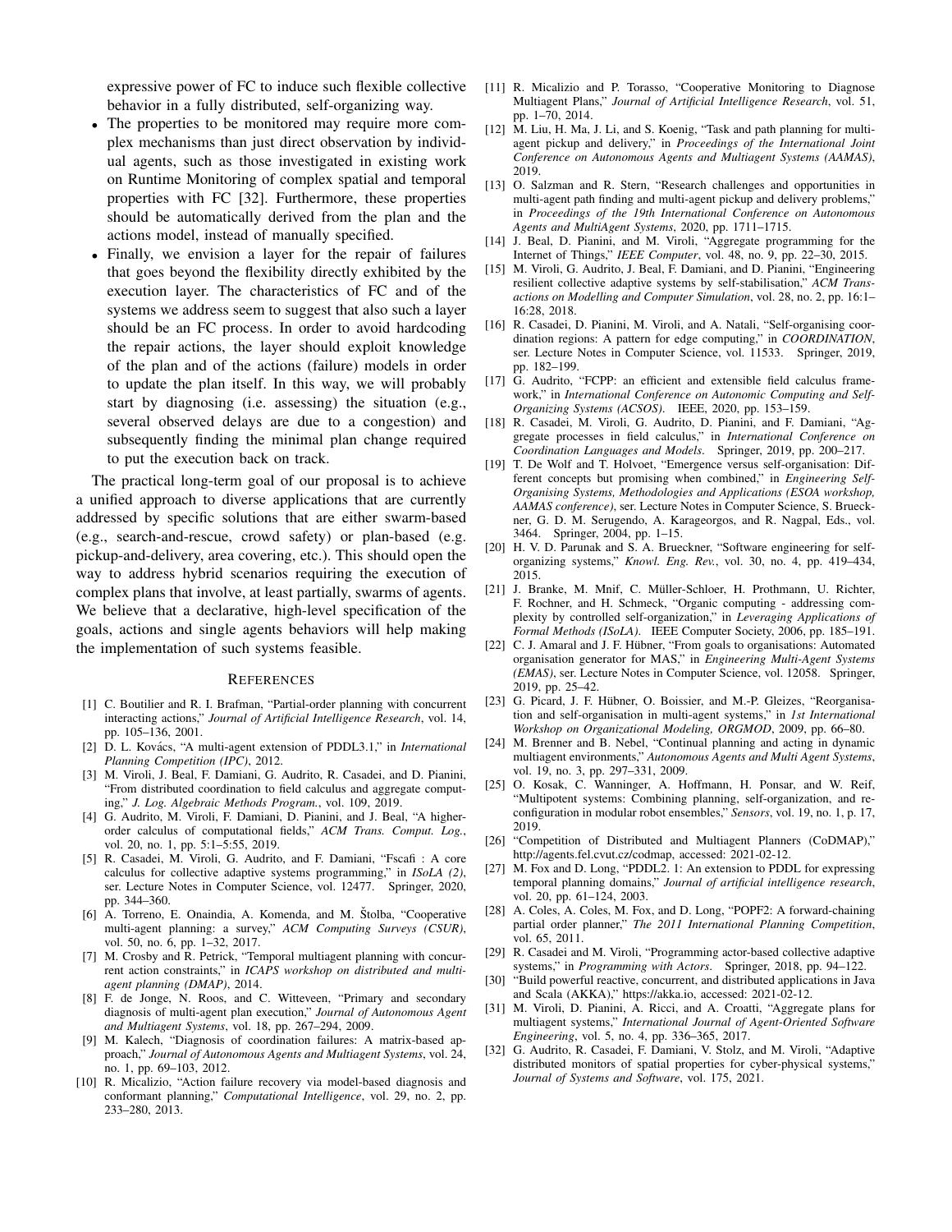expressive power of FC to induce such flexible collective behavior in a fully distributed, self-organizing way.

- The properties to be monitored may require more complex mechanisms than just direct observation by individual agents, such as those investigated in existing work on Runtime Monitoring of complex spatial and temporal properties with FC [32]. Furthermore, these properties should be automatically derived from the plan and the actions model, instead of manually specified.
- Finally, we envision a layer for the repair of failures that goes beyond the flexibility directly exhibited by the execution layer. The characteristics of FC and of the systems we address seem to suggest that also such a layer should be an FC process. In order to avoid hardcoding the repair actions, the layer should exploit knowledge of the plan and of the actions (failure) models in order to update the plan itself. In this way, we will probably start by diagnosing (i.e. assessing) the situation (e.g., several observed delays are due to a congestion) and subsequently finding the minimal plan change required to put the execution back on track.

The practical long-term goal of our proposal is to achieve a unified approach to diverse applications that are currently addressed by specific solutions that are either swarm-based (e.g., search-and-rescue, crowd safety) or plan-based (e.g. pickup-and-delivery, area covering, etc.). This should open the way to address hybrid scenarios requiring the execution of complex plans that involve, at least partially, swarms of agents. We believe that a declarative, high-level specification of the goals, actions and single agents behaviors will help making the implementation of such systems feasible.

## References

[1] C. Boutilier and R. I. Brafman, "Partial-order planning with concurrent interacting actions," *Journal of Artificial Intelligence Research*, vol. 14, pp. 105–136, 2001.

[2] D. L. Kovács, "A multi-agent extension of PDDL3.1," in *International Planning Competition (IPC)*, 2012.

[3] M. Viroli, J. Beal, F. Damiani, G. Audrito, R. Casadei, and D. Pianini, "From distributed coordination to field calculus and aggregate computing," *J. Log. Algebraic Methods Program.*, vol. 109, 2019.

[4] G. Audrito, M. Viroli, F. Damiani, D. Pianini, and J. Beal, "A higher-order calculus of computational fields," *ACM Trans. Comput. Log.*, vol. 20, no. 1, pp. 5:1–5:55, 2019.

[5] R. Casadei, M. Viroli, G. Audrito, and F. Damiani, "Fscafi : A core calculus for collective adaptive systems programming," in *ISoLA (2)*, ser. Lecture Notes in Computer Science, vol. 12477. Springer, 2020, pp. 344–360.

[6] A. Torreno, E. Onaindia, A. Komenda, and M. Štolba, "Cooperative multi-agent planning: a survey," *ACM Computing Surveys (CSUR)*, vol. 50, no. 6, pp. 1–32, 2017.

[7] M. Crosby and R. Petrick, "Temporal multiagent planning with concurrent action constraints," in *ICAPS workshop on distributed and multi-agent planning (DMAP)*, 2014.

[8] F. de Jonge, N. Roos, and C. Witteveen, "Primary and secondary diagnosis of multi-agent plan execution," *Journal of Autonomous Agent and Multiagent Systems*, vol. 18, pp. 267–294, 2009.

[9] M. Kalech, "Diagnosis of coordination failures: A matrix-based approach," *Journal of Autonomous Agents and Multiagent Systems*, vol. 24, no. 1, pp. 69–103, 2012.

[10] R. Micalizio, "Action failure recovery via model-based diagnosis and conformant planning," *Computational Intelligence*, vol. 29, no. 2, pp. 233–280, 2013.

[11] R. Micalizio and P. Torasso, "Cooperative Monitoring to Diagnose Multiagent Plans," *Journal of Artificial Intelligence Research*, vol. 51, pp. 1–70, 2014.

[12] M. Liu, H. Ma, J. Li, and S. Koenig, "Task and path planning for multi-agent pickup and delivery," in *Proceedings of the International Joint Conference on Autonomous Agents and Multiagent Systems (AAMAS)*, 2019.

[13] O. Salzman and R. Stern, "Research challenges and opportunities in multi-agent path finding and multi-agent pickup and delivery problems," in *Proceedings of the 19th International Conference on Autonomous Agents and MultiAgent Systems*, 2020, pp. 1711–1715.

[14] J. Beal, D. Pianini, and M. Viroli, "Aggregate programming for the Internet of Things," *IEEE Computer*, vol. 48, no. 9, pp. 22–30, 2015.

[15] M. Viroli, G. Audrito, J. Beal, F. Damiani, and D. Pianini, "Engineering resilient collective adaptive systems by self-stabilisation," *ACM Transactions on Modelling and Computer Simulation*, vol. 28, no. 2, pp. 16:1–16:28, 2018.

[16] R. Casadei, D. Pianini, M. Viroli, and A. Natali, "Self-organising coordination regions: A pattern for edge computing," in *COORDINATION*, ser. Lecture Notes in Computer Science, vol. 11533. Springer, 2019, pp. 182–199.

[17] G. Audrito, "FCPP: an efficient and extensible field calculus framework," in *International Conference on Autonomic Computing and Self-Organizing Systems (ACSOS)*. IEEE, 2020, pp. 153–159.

[18] R. Casadei, M. Viroli, G. Audrito, D. Pianini, and F. Damiani, "Aggregate processes in field calculus," in *International Conference on Coordination Languages and Models*. Springer, 2019, pp. 200–217.

[19] T. De Wolf and T. Holvoet, "Emergence versus self-organisation: Different concepts but promising when combined," in *Engineering Self-Organising Systems, Methodologies and Applications (ESOA workshop, AAMAS conference)*, ser. Lecture Notes in Computer Science, S. Brueckner, G. D. M. Serugendo, A. Karageorgos, and R. Nagpal, Eds., vol. 3464. Springer, 2004, pp. 1–15.

[20] H. V. D. Parunak and S. A. Brueckner, "Software engineering for self-organizing systems," *Knowl. Eng. Rev.*, vol. 30, no. 4, pp. 419–434, 2015.

[21] J. Branke, M. Mnif, C. Müller-Schloer, H. Prothmann, U. Richter, F. Rochner, and H. Schmeck, "Organic computing - addressing complexity by controlled self-organization," in *Leveraging Applications of Formal Methods (ISoLA)*. IEEE Computer Society, 2006, pp. 185–191.

[22] C. J. Amaral and J. F. Hübner, "From goals to organisations: Automated organisation generator for MAS," in *Engineering Multi-Agent Systems (EMAS)*, ser. Lecture Notes in Computer Science, vol. 12058. Springer, 2019, pp. 25–42.

[23] G. Picard, J. F. Hübner, O. Boissier, and M.-P. Gleizes, "Reorganisation and self-organisation in multi-agent systems," in *1st International Workshop on Organizational Modeling, ORGMOD*, 2009, pp. 66–80.

[24] M. Brenner and B. Nebel, "Continual planning and acting in dynamic multiagent environments," *Autonomous Agents and Multi Agent Systems*, vol. 19, no. 3, pp. 297–331, 2009.

[25] O. Kosak, C. Wanninger, A. Hoffmann, H. Ponsar, and W. Reif, "Multipotent systems: Combining planning, self-organization, and reconfiguration in modular robot ensembles," *Sensors*, vol. 19, no. 1, p. 17, 2019.

[26] "Competition of Distributed and Multiagent Planners (CoDMAP)," http://agents.fel.cvut.cz/codmap, accessed: 2021-02-12.

[27] M. Fox and D. Long, "PDDL2. 1: An extension to PDDL for expressing temporal planning domains," *Journal of artificial intelligence research*, vol. 20, pp. 61–124, 2003.

[28] A. Coles, A. Coles, M. Fox, and D. Long, "POPF2: A forward-chaining partial order planner," *The 2011 International Planning Competition*, vol. 65, 2011.

[29] R. Casadei and M. Viroli, "Programming actor-based collective adaptive systems," in *Programming with Actors*. Springer, 2018, pp. 94–122.

[30] "Build powerful reactive, concurrent, and distributed applications in Java and Scala (AKKA)," https://akka.io, accessed: 2021-02-12.

[31] M. Viroli, D. Pianini, A. Ricci, and A. Croatti, "Aggregate plans for multiagent systems," *International Journal of Agent-Oriented Software Engineering*, vol. 5, no. 4, pp. 336–365, 2017.

[32] G. Audrito, R. Casadei, F. Damiani, V. Stolz, and M. Viroli, "Adaptive distributed monitors of spatial properties for cyber-physical systems," *Journal of Systems and Software*, vol. 175, 2021.